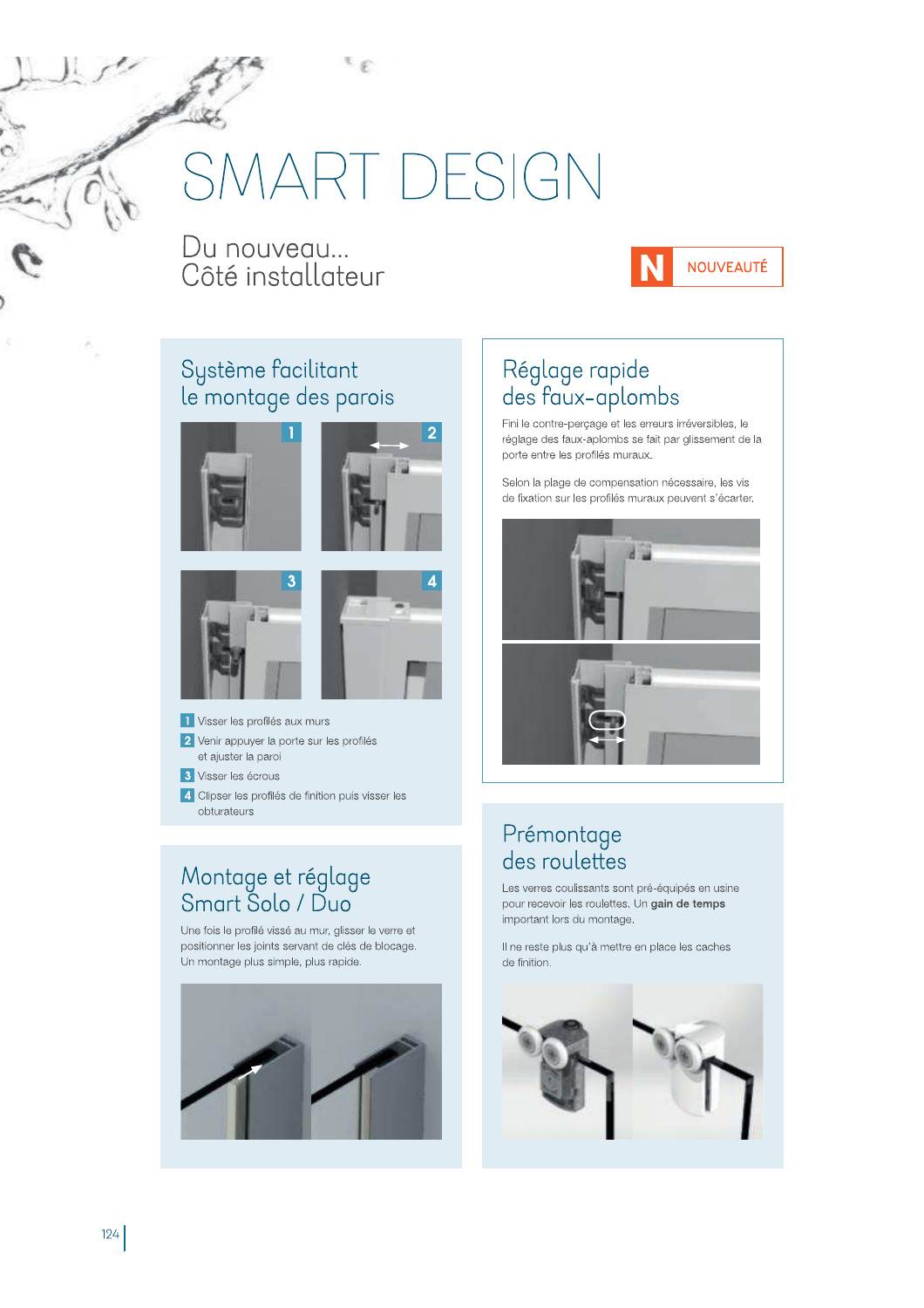# SMART DESIGN

Du nouveau...
Côté installateur

**N** NOUVEAUTÉ

## Système facilitant le montage des parois

1. Visser les profilés aux murs
2. Venir appuyer la porte sur les profilés et ajuster la paroi
3. Visser les écrous
4. Clipser les profilés de finition puis visser les obturateurs

## Montage et réglage Smart Solo / Duo

Une fois le profilé vissé au mur, glisser le verre et positionner les joints servant de clés de blocage. Un montage plus simple, plus rapide.

## Réglage rapide des faux-aplombs

Fini le contre-perçage et les erreurs irréversibles, le réglage des faux-aplombs se fait par glissement de la porte entre les profilés muraux.

Selon la plage de compensation nécessaire, les vis de fixation sur les profilés muraux peuvent s'écarter.

## Prémontage des roulettes

Les verres coulissants sont pré-équipés en usine pour recevoir les roulettes. Un **gain de temps** important lors du montage.

Il ne reste plus qu'à mettre en place les caches de finition.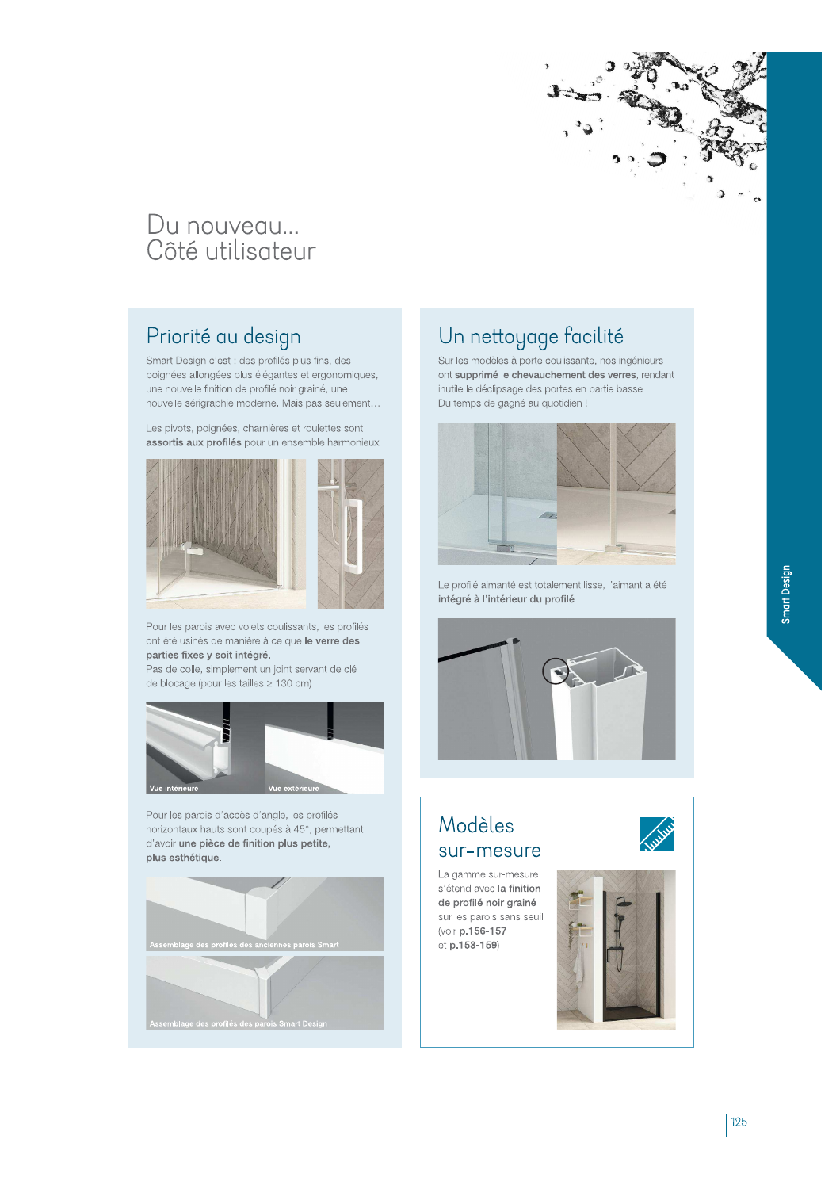# Du nouveau...
# Côté utilisateur

## Priorité au design

Smart Design c'est : des profilés plus fins, des poignées allongées plus élégantes et ergonomiques, une nouvelle finition de profilé noir grainé, une nouvelle sérigraphie moderne. Mais pas seulement…

Les pivots, poignées, charnières et roulettes sont **assortis aux profilés** pour un ensemble harmonieux.

Pour les parois avec volets coulissants, les profilés ont été usinés de manière à ce que **le verre des parties fixes y soit intégré**.
Pas de colle, simplement un joint servant de clé de blocage (pour les tailles ≥ 130 cm).

Vue intérieure

Vue extérieure

Pour les parois d'accès d'angle, les profilés horizontaux hauts sont coupés à 45°, permettant d'avoir **une pièce de finition plus petite, plus esthétique**.

Assemblage des profilés des anciennes parois Smart

Assemblage des profilés des parois Smart Design

## Un nettoyage facilité

Sur les modèles à porte coulissante, nos ingénieurs ont **supprimé le chevauchement des verres**, rendant inutile le déclipsage des portes en partie basse.
Du temps de gagné au quotidien !

Le profilé aimanté est totalement lisse, l'aimant a été **intégré à l'intérieur du profilé**.

## Modèles sur-mesure

La gamme sur-mesure s'étend avec **la finition de profilé noir grainé** sur les parois sans seuil (voir **p.156-157** et **p.158-159**)